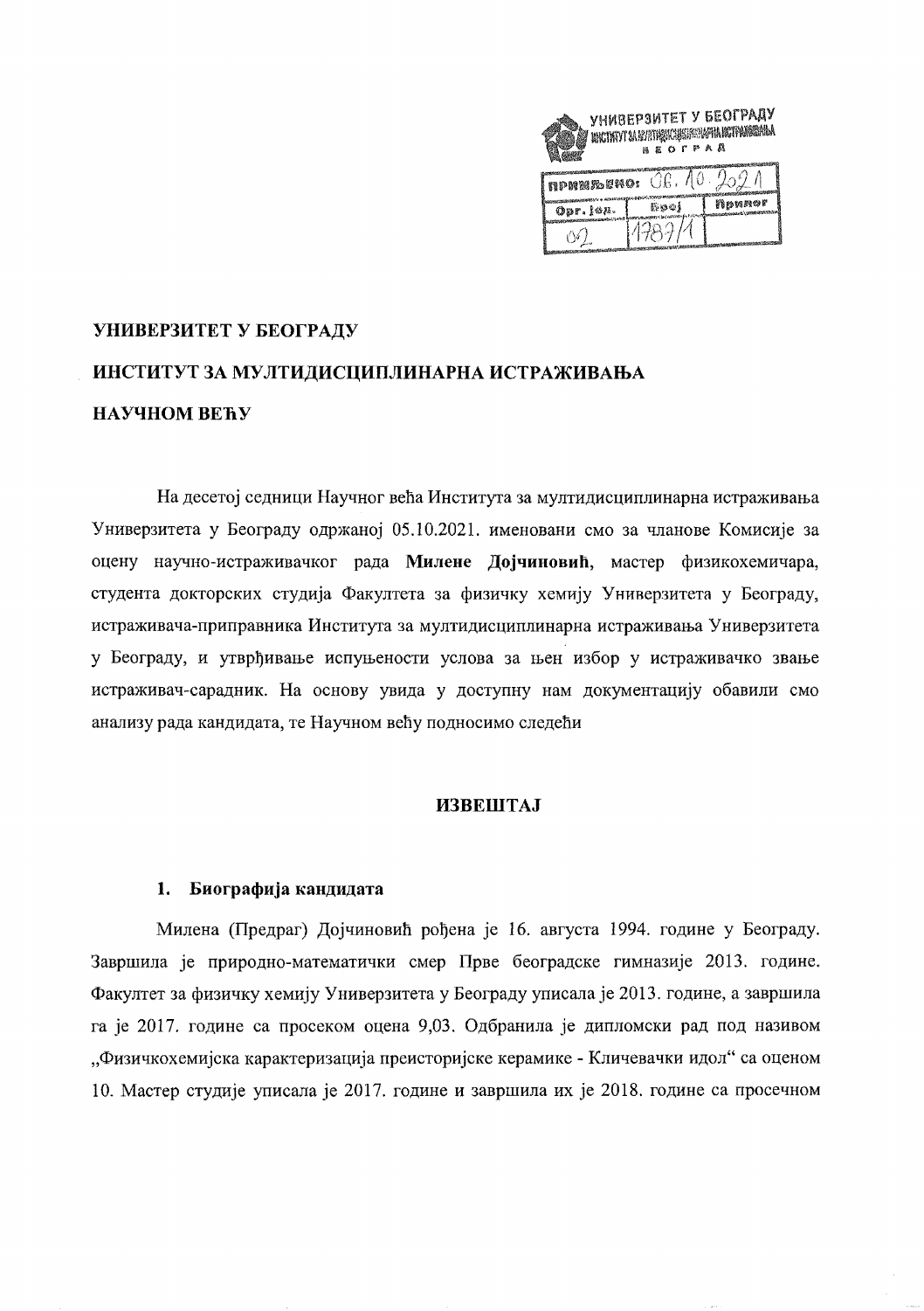УНИВЕРЗИТЕТ У БЕОГРАДУ
ИНСТИТУТ ЗА МУЛТИДИСЦИПЛИНАРНА ИСТРАЖИВАЊА
БЕОГРАД

| ПРИМЉЕНО: 06. 10. 2021 | | |
|---|---|---|
| Орг. јед. | Број | Прилог |
| 02 | 1789/1 | |

**УНИВЕРЗИТЕТ У БЕОГРАДУ**

**ИНСТИТУТ ЗА МУЛТИДИСЦИПЛИНАРНА ИСТРАЖИВАЊА**

**НАУЧНОМ ВЕЋУ**

На десетој седници Научног већа Института за мултидисциплинарна истраживања Универзитета у Београду одржаној 05.10.2021. именовани смо за чланове Комисије за оцену научно-истраживачког рада **Милене Дојчиновић**, мастер физикохемичара, студента докторских студија Факултета за физичку хемију Универзитета у Београду, истраживача-приправника Института за мултидисциплинарна истраживања Универзитета у Београду, и утврђивање испуњености услова за њен избор у истраживачко звање истраживач-сарадник. На основу увида у доступну нам документацију обавили смо анализу рада кандидата, те Научном већу подносимо следећи

## ИЗВЕШТАЈ

### 1. Биографија кандидата

Милена (Предраг) Дојчиновић рођена је 16. августа 1994. године у Београду. Завршила је природно-математички смер Прве београдске гимназије 2013. године. Факултет за физичку хемију Универзитета у Београду уписала је 2013. године, а завршила га је 2017. године са просеком оцена 9,03. Одбранила је дипломски рад под називом „Физичкохемијска карактеризација праисторијске керамике - Кличевачки идол" са оценом 10. Мастер студије уписала је 2017. године и завршила их је 2018. године са просечном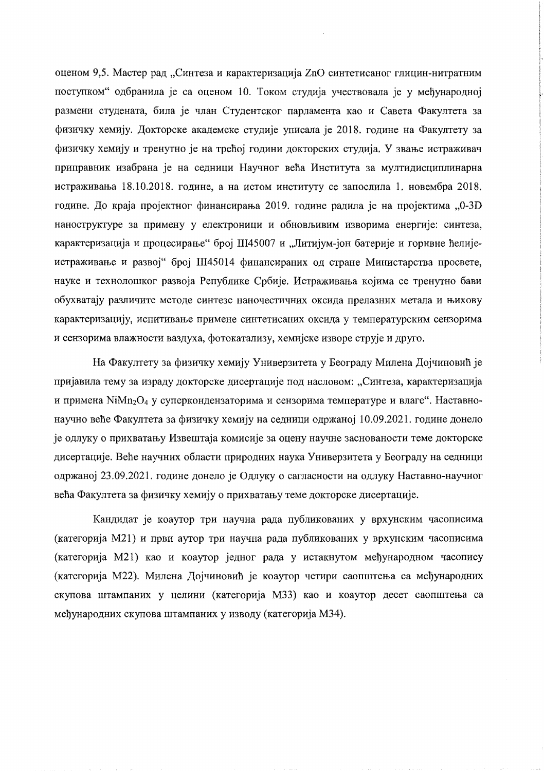оценом 9,5. Мастер рад „Синтеза и карактеризација ZnO синтетисаног глицин-нитратним поступком“ одбранила је са оценом 10. Током студија учествовала је у међународној размени студената, била је члан Студентског парламента као и Савета Факултета за физичку хемију. Докторске академске студије уписала је 2018. године на Факултету за физичку хемију и тренутно је на трећој години докторских студија. У звање истраживач приправник изабрана је на седници Научног већа Института за мултидисциплинарна истраживања 18.10.2018. године, а на истом институту се запослила 1. новембра 2018. године. До краја пројектног финансирања 2019. године радила је на пројектима „0-3D наноструктуре за примену у електроници и обновљивим изворима енергије: синтеза, карактеризација и процесирање“ број III45007 и „Литијум-јон батерије и горивне ћелије-истраживање и развој“ број III45014 финансираних од стране Министарства просвете, науке и технолошког развоја Републике Србије. Истраживања којима се тренутно бави обухватају различите методе синтезе наночестичних оксида прелазних метала и њихову карактеризацију, испитивање примене синтетисаних оксида у температурским сензорима и сензорима влажности ваздуха, фотокатализу, хемијске изворе струје и друго.

На Факултету за физичку хемију Универзитета у Београду Милена Дојчиновић је пријавила тему за израду докторске дисертације под насловом: „Синтеза, карактеризација и примена $NiMn_2O_4$ у суперкондензаторима и сензорима температуре и влаге“. Наставно-научно веће Факултета за физичку хемију на седници одржаној 10.09.2021. године донело је одлуку о прихватању Извештаја комисије за оцену научне заснованости теме докторске дисертације. Веће научних области природних наука Универзитета у Београду на седници одржаној 23.09.2021. године донело је Одлуку о сагласности на одлуку Наставно-научног већа Факултета за физичку хемију о прихватању теме докторске дисертације.

Кандидат је коаутор три научна рада публикованих у врхунским часописима (категорија М21) и први аутор три научна рада публикованих у врхунским часописима (категорија М21) као и коаутор једног рада у истакнутом међународном часопису (категорија М22). Милена Дојчиновић је коаутор четири саопштења са међународних скупова штампаних у целини (категорија М33) као и коаутор десет саопштења са међународних скупова штампаних у изводу (категорија М34).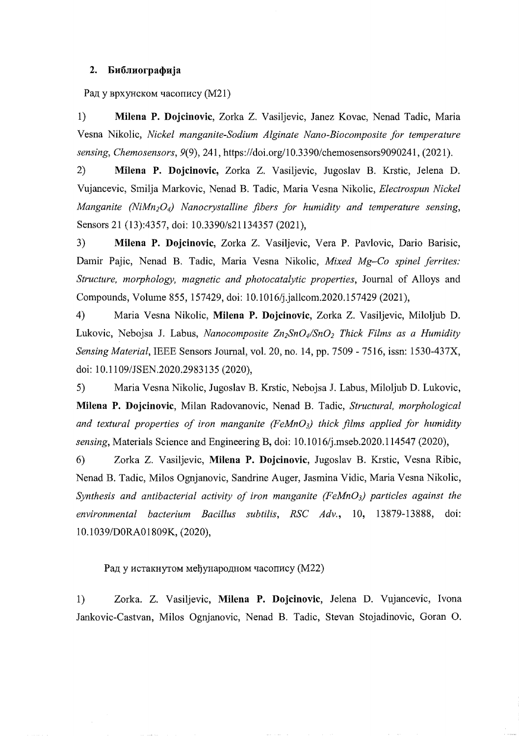## 2. Библиографија

Рад у врхунском часопису (M21)

1) **Milena P. Dojcinovic**, Zorka Z. Vasiljevic, Janez Kovac, Nenad Tadic, Maria Vesna Nikolic, *Nickel manganite-Sodium Alginate Nano-Biocomposite for temperature sensing*, *Chemosensors*, *9*(9), 241, https://doi.org/10.3390/chemosensors9090241, (2021).

2) **Milena P. Dojcinovic**, Zorka Z. Vasiljevic, Jugoslav B. Krstic, Jelena D. Vujancevic, Smilja Markovic, Nenad B. Tadic, Maria Vesna Nikolic, *Electrospun Nickel Manganite ($NiMn_2O_4$) Nanocrystalline fibers for humidity and temperature sensing*, Sensors 21 (13):4357, doi: 10.3390/s21134357 (2021),

3) **Milena P. Dojcinovic**, Zorka Z. Vasiljevic, Vera P. Pavlovic, Dario Barisic, Damir Pajic, Nenad B. Tadic, Maria Vesna Nikolic, *Mixed Mg–Co spinel ferrites: Structure, morphology, magnetic and photocatalytic properties*, Journal of Alloys and Compounds, Volume 855, 157429, doi: 10.1016/j.jallcom.2020.157429 (2021),

4) Maria Vesna Nikolic, **Milena P. Dojcinovic**, Zorka Z. Vasiljevic, Miloljub D. Lukovic, Nebojsa J. Labus, *Nanocomposite $Zn_2SnO_4/SnO_2$ Thick Films as a Humidity Sensing Material*, IEEE Sensors Journal, vol. 20, no. 14, pp. 7509 - 7516, issn: 1530-437X, doi: 10.1109/JSEN.2020.2983135 (2020),

5) Maria Vesna Nikolic, Jugoslav B. Krstic, Nebojsa J. Labus, Miloljub D. Lukovic, **Milena P. Dojcinovic**, Milan Radovanovic, Nenad B. Tadic, *Structural, morphological and textural properties of iron manganite ($FeMnO_3$) thick films applied for humidity sensing*, Materials Science and Engineering B, doi: 10.1016/j.mseb.2020.114547 (2020),

6) Zorka Z. Vasiljevic, **Milena P. Dojcinovic**, Jugoslav B. Krstic, Vesna Ribic, Nenad B. Tadic, Milos Ognjanovic, Sandrine Auger, Jasmina Vidic, Maria Vesna Nikolic, *Synthesis and antibacterial activity of iron manganite ($FeMnO_3$) particles against the environmental bacterium Bacillus subtilis*, *RSC Adv.*, 10, 13879-13888, doi: 10.1039/D0RA01809K, (2020),

Рад у истакнутом међународном часопису (M22)

1) Zorka. Z. Vasiljevic, **Milena P. Dojcinovic**, Jelena D. Vujancevic, Ivona Jankovic-Castvan, Milos Ognjanovic, Nenad B. Tadic, Stevan Stojadinovic, Goran O.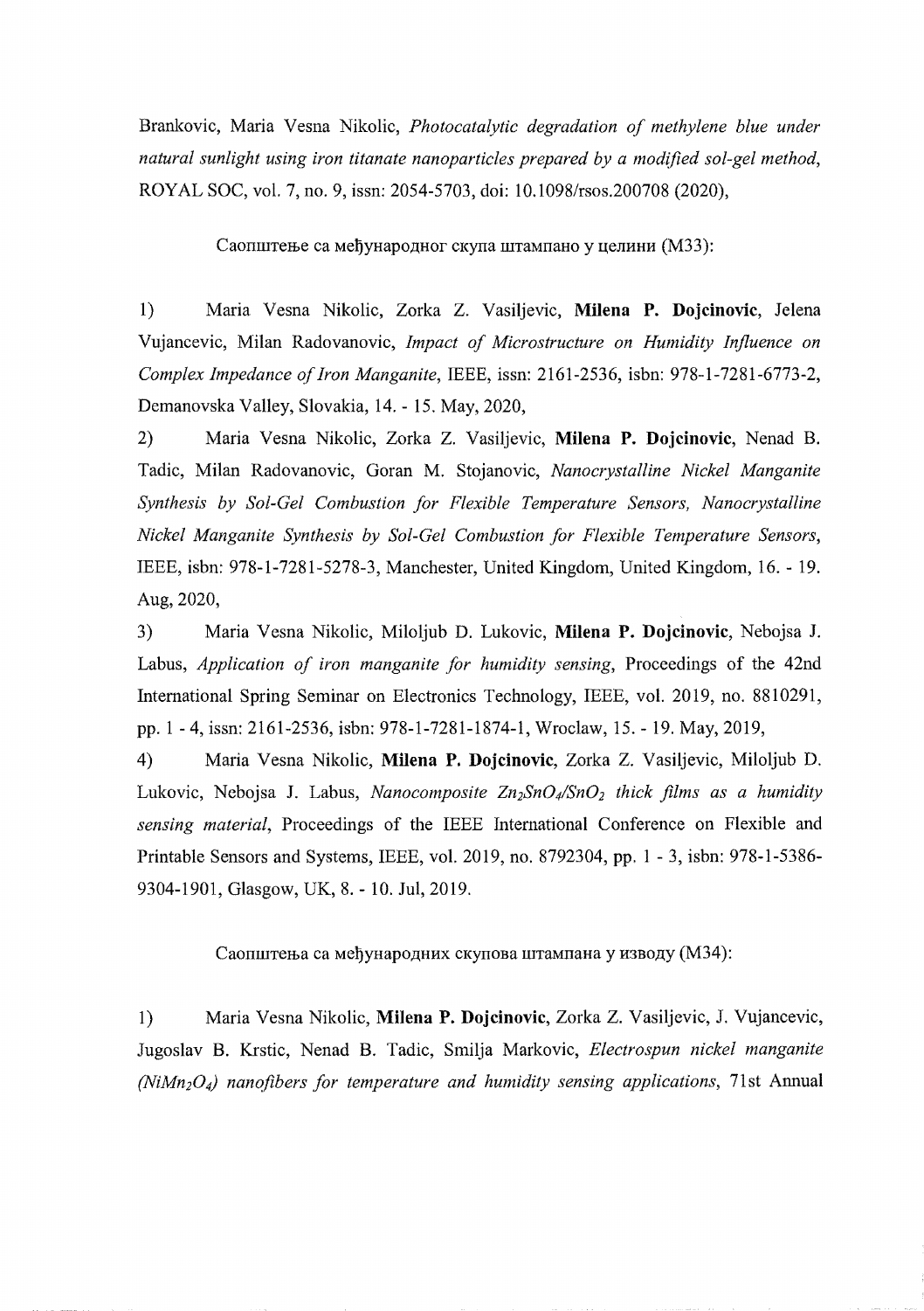Brankovic, Maria Vesna Nikolic, *Photocatalytic degradation of methylene blue under natural sunlight using iron titanate nanoparticles prepared by a modified sol-gel method*, ROYAL SOC, vol. 7, no. 9, issn: 2054-5703, doi: 10.1098/rsos.200708 (2020),

Саопштење са међународног скупа штампано у целини (М33):

1) Maria Vesna Nikolic, Zorka Z. Vasiljevic, **Milena P. Dojcinovic**, Jelena Vujancevic, Milan Radovanovic, *Impact of Microstructure on Humidity Influence on Complex Impedance of Iron Manganite*, IEEE, issn: 2161-2536, isbn: 978-1-7281-6773-2, Demanovska Valley, Slovakia, 14. - 15. May, 2020,

2) Maria Vesna Nikolic, Zorka Z. Vasiljevic, **Milena P. Dojcinovic**, Nenad B. Tadic, Milan Radovanovic, Goran M. Stojanovic, *Nanocrystalline Nickel Manganite Synthesis by Sol-Gel Combustion for Flexible Temperature Sensors, Nanocrystalline Nickel Manganite Synthesis by Sol-Gel Combustion for Flexible Temperature Sensors*, IEEE, isbn: 978-1-7281-5278-3, Manchester, United Kingdom, United Kingdom, 16. - 19. Aug, 2020,

3) Maria Vesna Nikolic, Miloljub D. Lukovic, **Milena P. Dojcinovic**, Nebojsa J. Labus, *Application of iron manganite for humidity sensing*, Proceedings of the 42nd International Spring Seminar on Electronics Technology, IEEE, vol. 2019, no. 8810291, pp. 1 - 4, issn: 2161-2536, isbn: 978-1-7281-1874-1, Wroclaw, 15. - 19. May, 2019,

4) Maria Vesna Nikolic, **Milena P. Dojcinovic**, Zorka Z. Vasiljevic, Miloljub D. Lukovic, Nebojsa J. Labus, *Nanocomposite $Zn_2SnO_4/SnO_2$ thick films as a humidity sensing material*, Proceedings of the IEEE International Conference on Flexible and Printable Sensors and Systems, IEEE, vol. 2019, no. 8792304, pp. 1 - 3, isbn: 978-1-5386-9304-1901, Glasgow, UK, 8. - 10. Jul, 2019.

Саопштења са међународних скупова штампана у изводу (М34):

1) Maria Vesna Nikolic, **Milena P. Dojcinovic**, Zorka Z. Vasiljevic, J. Vujancevic, Jugoslav B. Krstic, Nenad B. Tadic, Smilja Markovic, *Electrospun nickel manganite ($NiMn_2O_4$) nanofibers for temperature and humidity sensing applications*, 71st Annual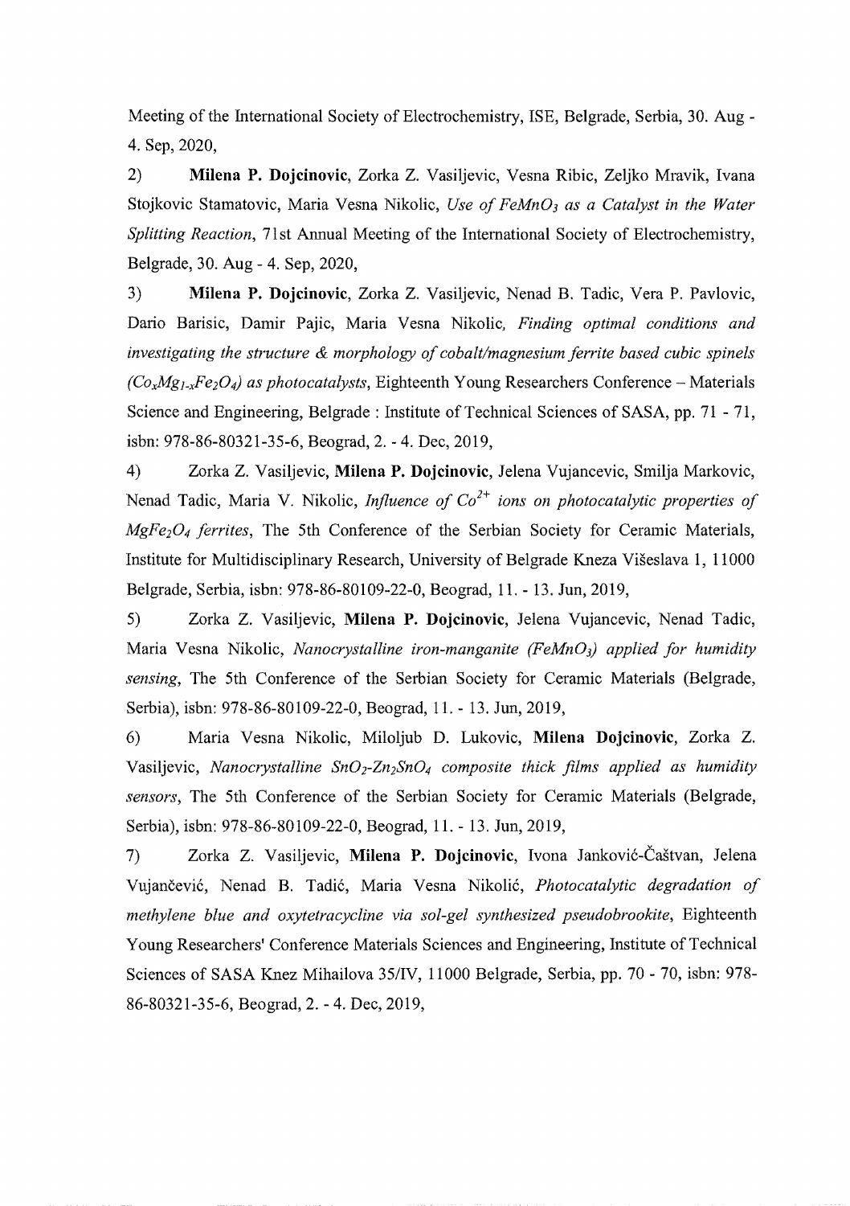Meeting of the International Society of Electrochemistry, ISE, Belgrade, Serbia, 30. Aug - 4. Sep, 2020,

2) **Milena P. Dojcinovic**, Zorka Z. Vasiljevic, Vesna Ribic, Zeljko Mravik, Ivana Stojkovic Stamatovic, Maria Vesna Nikolic, *Use of $FeMnO_3$ as a Catalyst in the Water Splitting Reaction*, 71st Annual Meeting of the International Society of Electrochemistry, Belgrade, 30. Aug - 4. Sep, 2020,

3) **Milena P. Dojcinovic**, Zorka Z. Vasiljevic, Nenad B. Tadic, Vera P. Pavlovic, Dario Barisic, Damir Pajic, Maria Vesna Nikolic, *Finding optimal conditions and investigating the structure & morphology of cobalt/magnesium ferrite based cubic spinels ($Co_xMg_{1-x}Fe_2O_4$) as photocatalysts*, Eighteenth Young Researchers Conference – Materials Science and Engineering, Belgrade : Institute of Technical Sciences of SASA, pp. 71 - 71, isbn: 978-86-80321-35-6, Beograd, 2. - 4. Dec, 2019,

4) Zorka Z. Vasiljevic, **Milena P. Dojcinovic**, Jelena Vujancevic, Smilja Markovic, Nenad Tadic, Maria V. Nikolic, *Influence of $Co^{2+}$ ions on photocatalytic properties of $MgFe_2O_4$ ferrites*, The 5th Conference of the Serbian Society for Ceramic Materials, Institute for Multidisciplinary Research, University of Belgrade Kneza Višeslava 1, 11000 Belgrade, Serbia, isbn: 978-86-80109-22-0, Beograd, 11. - 13. Jun, 2019,

5) Zorka Z. Vasiljevic, **Milena P. Dojcinovic**, Jelena Vujancevic, Nenad Tadic, Maria Vesna Nikolic, *Nanocrystalline iron-manganite ($FeMnO_3$) applied for humidity sensing*, The 5th Conference of the Serbian Society for Ceramic Materials (Belgrade, Serbia), isbn: 978-86-80109-22-0, Beograd, 11. - 13. Jun, 2019,

6) Maria Vesna Nikolic, Miloljub D. Lukovic, **Milena Dojcinovic**, Zorka Z. Vasiljevic, *Nanocrystalline $SnO_2$-$Zn_2SnO_4$ composite thick films applied as humidity sensors*, The 5th Conference of the Serbian Society for Ceramic Materials (Belgrade, Serbia), isbn: 978-86-80109-22-0, Beograd, 11. - 13. Jun, 2019,

7) Zorka Z. Vasiljevic, **Milena P. Dojcinovic**, Ivona Janković-Častvan, Jelena Vujančević, Nenad B. Tadić, Maria Vesna Nikolić, *Photocatalytic degradation of methylene blue and oxytetracycline via sol-gel synthesized pseudobrookite*, Eighteenth Young Researchers' Conference Materials Sciences and Engineering, Institute of Technical Sciences of SASA Knez Mihailova 35/IV, 11000 Belgrade, Serbia, pp. 70 - 70, isbn: 978-86-80321-35-6, Beograd, 2. - 4. Dec, 2019,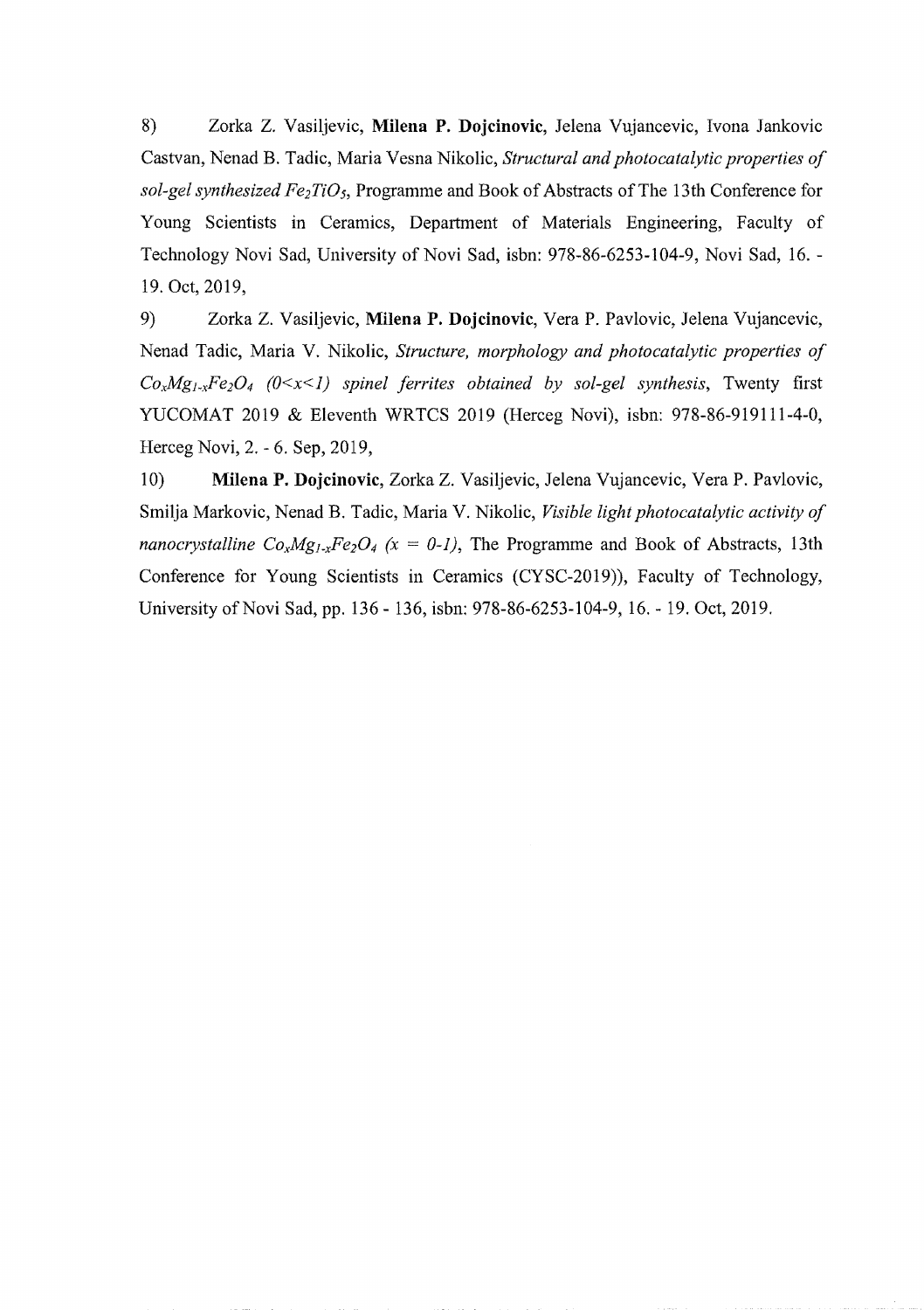8) Zorka Z. Vasiljevic, **Milena P. Dojcinovic**, Jelena Vujancevic, Ivona Jankovic Castvan, Nenad B. Tadic, Maria Vesna Nikolic, *Structural and photocatalytic properties of sol-gel synthesized $Fe_2TiO_5$*, Programme and Book of Abstracts of The 13th Conference for Young Scientists in Ceramics, Department of Materials Engineering, Faculty of Technology Novi Sad, University of Novi Sad, isbn: 978-86-6253-104-9, Novi Sad, 16. - 19. Oct, 2019,

9) Zorka Z. Vasiljevic, **Milena P. Dojcinovic**, Vera P. Pavlovic, Jelena Vujancevic, Nenad Tadic, Maria V. Nikolic, *Structure, morphology and photocatalytic properties of $Co_xMg_{1-x}Fe_2O_4$ ($0<x<1$) spinel ferrites obtained by sol-gel synthesis*, Twenty first YUCOMAT 2019 & Eleventh WRTCS 2019 (Herceg Novi), isbn: 978-86-919111-4-0, Herceg Novi, 2. - 6. Sep, 2019,

10) **Milena P. Dojcinovic**, Zorka Z. Vasiljevic, Jelena Vujancevic, Vera P. Pavlovic, Smilja Markovic, Nenad B. Tadic, Maria V. Nikolic, *Visible light photocatalytic activity of nanocrystalline $Co_xMg_{1-x}Fe_2O_4$ ($x = 0$-$1$)*, The Programme and Book of Abstracts, 13th Conference for Young Scientists in Ceramics (CYSC-2019)), Faculty of Technology, University of Novi Sad, pp. 136 - 136, isbn: 978-86-6253-104-9, 16. - 19. Oct, 2019.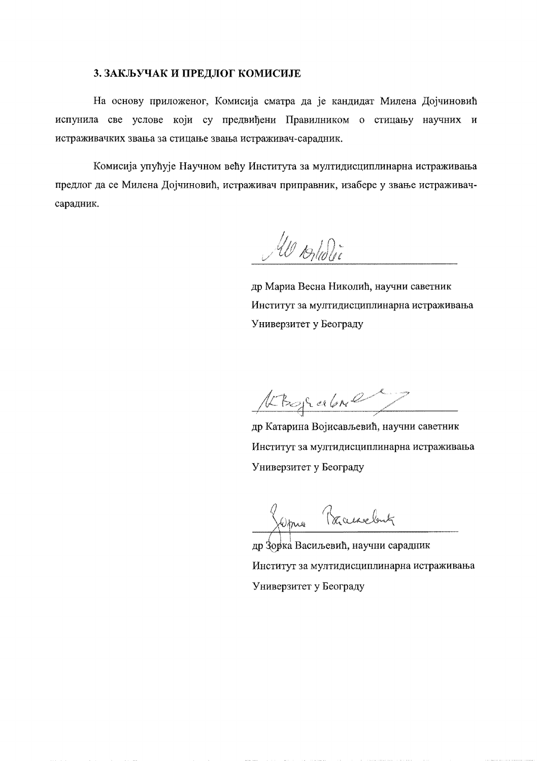## 3. ЗАКЉУЧАК И ПРЕДЛОГ КОМИСИЈЕ

На основу приложеног, Комисија сматра да је кандидат Милена Дојчиновић испунила све услове који су предвиђени Правилником о стицању научних и истраживачких звања за стицање звања истраживач-сарадник.

Комисија упућује Научном већу Института за мултидисциплинарна истраживања предлог да се Милена Дојчиновић, истраживач приправник, изабере у звање истраживач-сарадник.

др Мариа Весна Николић, научни саветник
Институт за мултидисциплинарна истраживања
Универзитет у Београду

др Катарина Војисављевић, научни саветник
Институт за мултидисциплинарна истраживања
Универзитет у Београду

др Зорка Васиљевић, научни сарадник
Институт за мултидисциплинарна истраживања
Универзитет у Београду